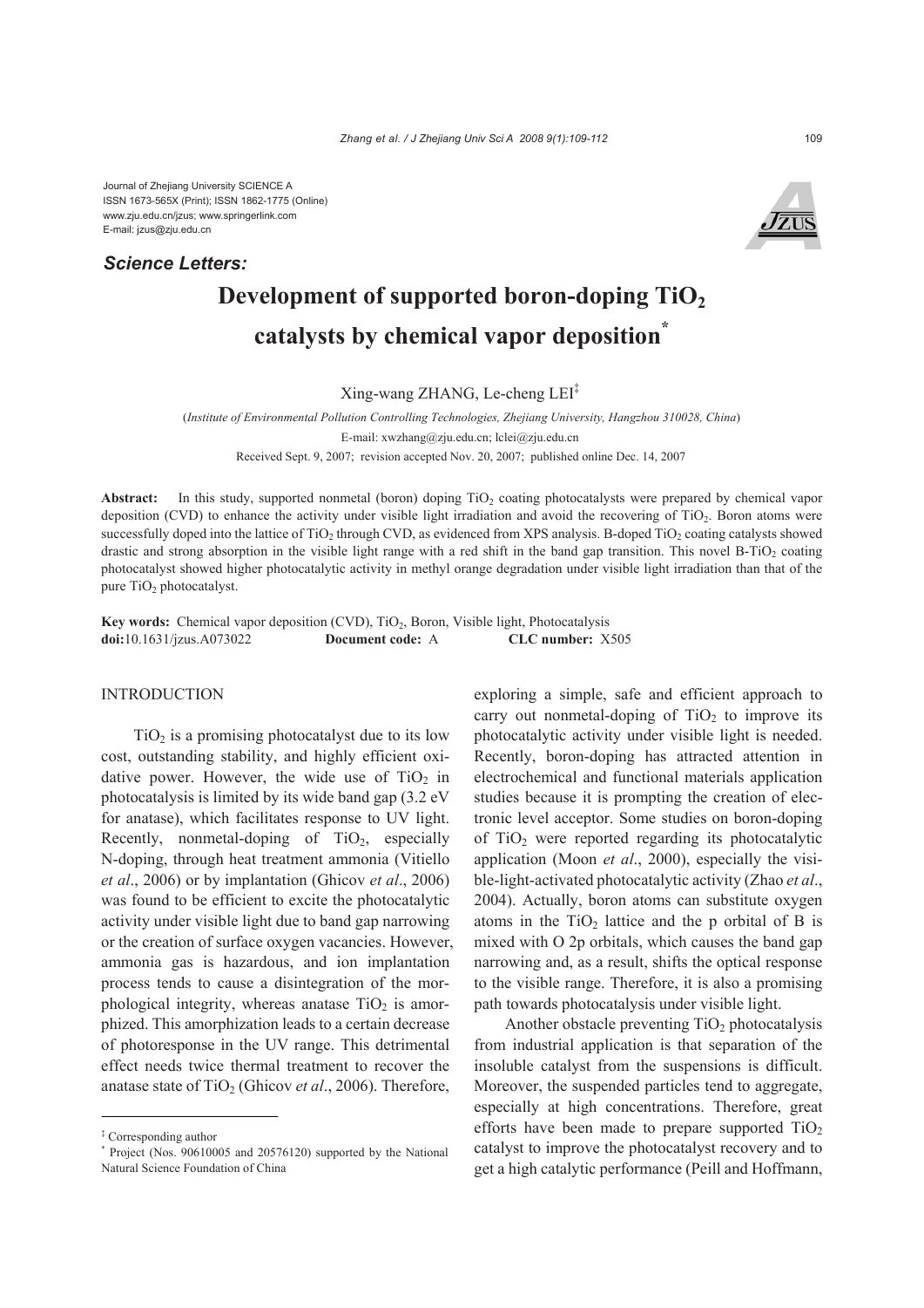Journal of Zhejiang University SCIENCE A
ISSN 1673-565X (Print); ISSN 1862-1775 (Online)
www.zju.edu.cn/jzus; www.springerlink.com
E-mail: jzus@zju.edu.cn

***Science Letters:***

# Development of supported boron-doping $TiO_2$ catalysts by chemical vapor deposition*

Xing-wang ZHANG, Le-cheng LEI‡

(*Institute of Environmental Pollution Controlling Technologies, Zhejiang University, Hangzhou 310028, China*)

E-mail: xwzhang@zju.edu.cn; lclei@zju.edu.cn

Received Sept. 9, 2007; revision accepted Nov. 20, 2007; published online Dec. 14, 2007

**Abstract:** In this study, supported nonmetal (boron) doping $TiO_2$ coating photocatalysts were prepared by chemical vapor deposition (CVD) to enhance the activity under visible light irradiation and avoid the recovering of $TiO_2$. Boron atoms were successfully doped into the lattice of $TiO_2$ through CVD, as evidenced from XPS analysis. B-doped $TiO_2$ coating catalysts showed drastic and strong absorption in the visible light range with a red shift in the band gap transition. This novel B-$TiO_2$ coating photocatalyst showed higher photocatalytic activity in methyl orange degradation under visible light irradiation than that of the pure $TiO_2$ photocatalyst.

**Key words:** Chemical vapor deposition (CVD), $TiO_2$, Boron, Visible light, Photocatalysis
**doi:**10.1631/jzus.A073022 **Document code:** A **CLC number:** X505

## INTRODUCTION

$TiO_2$ is a promising photocatalyst due to its low cost, outstanding stability, and highly efficient oxidative power. However, the wide use of $TiO_2$ in photocatalysis is limited by its wide band gap (3.2 eV for anatase), which facilitates response to UV light. Recently, nonmetal-doping of $TiO_2$, especially N-doping, through heat treatment ammonia (Vitiello *et al*., 2006) or by implantation (Ghicov *et al*., 2006) was found to be efficient to excite the photocatalytic activity under visible light due to band gap narrowing or the creation of surface oxygen vacancies. However, ammonia gas is hazardous, and ion implantation process tends to cause a disintegration of the morphological integrity, whereas anatase $TiO_2$ is amorphized. This amorphization leads to a certain decrease of photoresponse in the UV range. This detrimental effect needs twice thermal treatment to recover the anatase state of $TiO_2$ (Ghicov *et al*., 2006). Therefore, exploring a simple, safe and efficient approach to carry out nonmetal-doping of $TiO_2$ to improve its photocatalytic activity under visible light is needed. Recently, boron-doping has attracted attention in electrochemical and functional materials application studies because it is prompting the creation of electronic level acceptor. Some studies on boron-doping of $TiO_2$ were reported regarding its photocatalytic application (Moon *et al*., 2000), especially the visible-light-activated photocatalytic activity (Zhao *et al*., 2004). Actually, boron atoms can substitute oxygen atoms in the $TiO_2$ lattice and the p orbital of B is mixed with O 2p orbitals, which causes the band gap narrowing and, as a result, shifts the optical response to the visible range. Therefore, it is also a promising path towards photocatalysis under visible light.

Another obstacle preventing $TiO_2$ photocatalysis from industrial application is that separation of the insoluble catalyst from the suspensions is difficult. Moreover, the suspended particles tend to aggregate, especially at high concentrations. Therefore, great efforts have been made to prepare supported $TiO_2$ catalyst to improve the photocatalyst recovery and to get a high catalytic performance (Peill and Hoffmann,

---

‡ Corresponding author

\* Project (Nos. 90610005 and 20576120) supported by the National Natural Science Foundation of China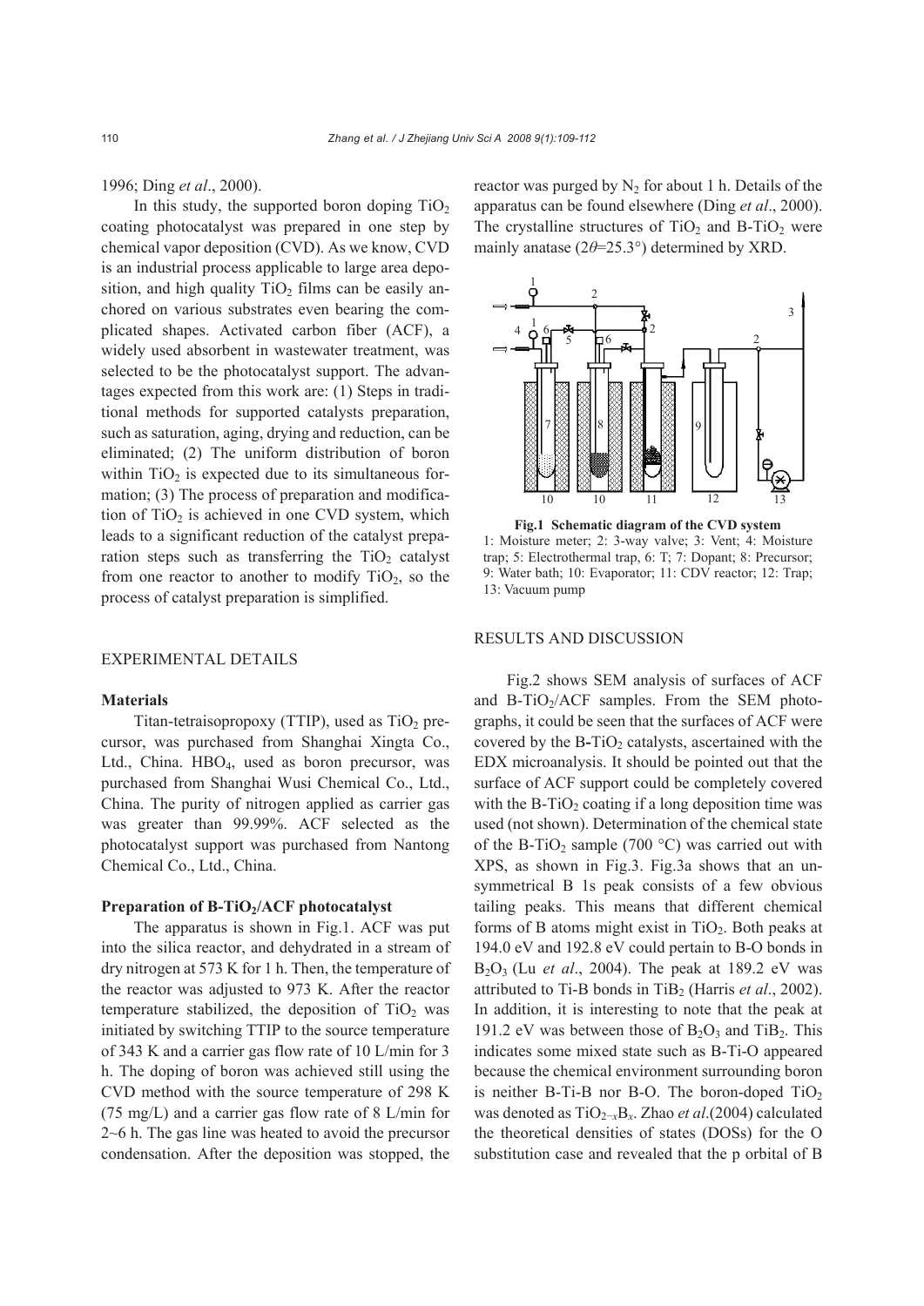1996; Ding *et al*., 2000).

In this study, the supported boron doping $TiO_2$ coating photocatalyst was prepared in one step by chemical vapor deposition (CVD). As we know, CVD is an industrial process applicable to large area deposition, and high quality $TiO_2$ films can be easily anchored on various substrates even bearing the complicated shapes. Activated carbon fiber (ACF), a widely used absorbent in wastewater treatment, was selected to be the photocatalyst support. The advantages expected from this work are: (1) Steps in traditional methods for supported catalysts preparation, such as saturation, aging, drying and reduction, can be eliminated; (2) The uniform distribution of boron within $TiO_2$ is expected due to its simultaneous formation; (3) The process of preparation and modification of $TiO_2$ is achieved in one CVD system, which leads to a significant reduction of the catalyst preparation steps such as transferring the $TiO_2$ catalyst from one reactor to another to modify $TiO_2$, so the process of catalyst preparation is simplified.

## EXPERIMENTAL DETAILS

### Materials

Titan-tetraisopropoxy (TTIP), used as $TiO_2$ precursor, was purchased from Shanghai Xingta Co., Ltd., China. $HBO_4$, used as boron precursor, was purchased from Shanghai Wusi Chemical Co., Ltd., China. The purity of nitrogen applied as carrier gas was greater than 99.99%. ACF selected as the photocatalyst support was purchased from Nantong Chemical Co., Ltd., China.

### Preparation of B-$TiO_2$/ACF photocatalyst

The apparatus is shown in Fig.1. ACF was put into the silica reactor, and dehydrated in a stream of dry nitrogen at 573 K for 1 h. Then, the temperature of the reactor was adjusted to 973 K. After the reactor temperature stabilized, the deposition of $TiO_2$ was initiated by switching TTIP to the source temperature of 343 K and a carrier gas flow rate of 10 L/min for 3 h. The doping of boron was achieved still using the CVD method with the source temperature of 298 K (75 mg/L) and a carrier gas flow rate of 8 L/min for 2~6 h. The gas line was heated to avoid the precursor condensation. After the deposition was stopped, the reactor was purged by $N_2$ for about 1 h. Details of the apparatus can be found elsewhere (Ding *et al*., 2000). The crystalline structures of $TiO_2$ and B-$TiO_2$ were mainly anatase ($2\theta$=25.3°) determined by XRD.

**Fig.1 Schematic diagram of the CVD system**
1: Moisture meter; 2: 3-way valve; 3: Vent; 4: Moisture trap; 5: Electrothermal trap, 6: T; 7: Dopant; 8: Precursor; 9: Water bath; 10: Evaporator; 11: CDV reactor; 12: Trap; 13: Vacuum pump

## RESULTS AND DISCUSSION

Fig.2 shows SEM analysis of surfaces of ACF and B-$TiO_2$/ACF samples. From the SEM photographs, it could be seen that the surfaces of ACF were covered by the B-$TiO_2$ catalysts, ascertained with the EDX microanalysis. It should be pointed out that the surface of ACF support could be completely covered with the B-$TiO_2$ coating if a long deposition time was used (not shown). Determination of the chemical state of the B-$TiO_2$ sample (700 °C) was carried out with XPS, as shown in Fig.3. Fig.3a shows that an unsymmetrical B 1s peak consists of a few obvious tailing peaks. This means that different chemical forms of B atoms might exist in $TiO_2$. Both peaks at 194.0 eV and 192.8 eV could pertain to B-O bonds in $B_2O_3$ (Lu *et al*., 2004). The peak at 189.2 eV was attributed to Ti-B bonds in $TiB_2$ (Harris *et al*., 2002). In addition, it is interesting to note that the peak at 191.2 eV was between those of $B_2O_3$ and $TiB_2$. This indicates some mixed state such as B-Ti-O appeared because the chemical environment surrounding boron is neither B-Ti-B nor B-O. The boron-doped $TiO_2$ was denoted as $TiO_{2-x}B_x$. Zhao *et al*.(2004) calculated the theoretical densities of states (DOSs) for the O substitution case and revealed that the p orbital of B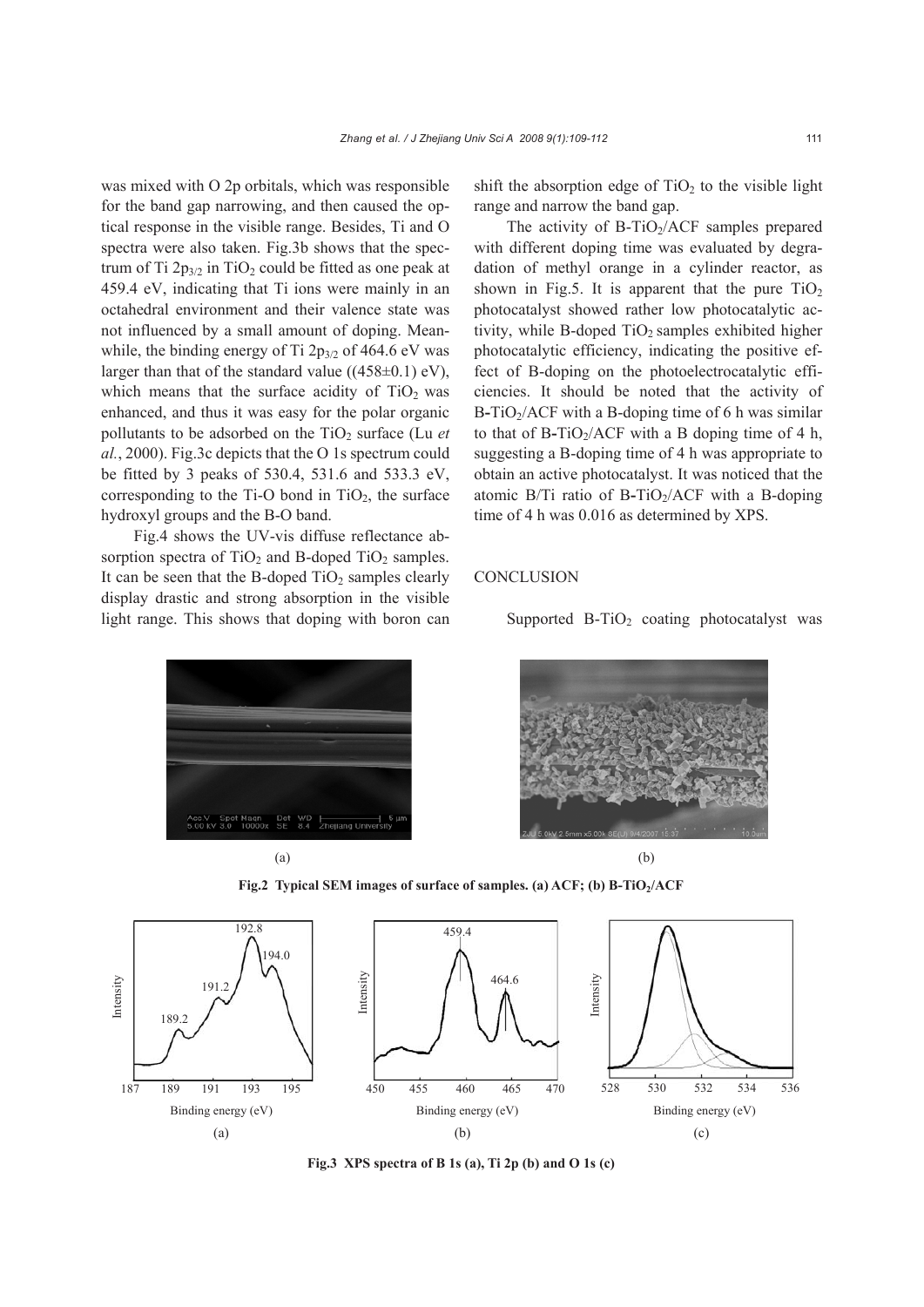was mixed with O 2p orbitals, which was responsible for the band gap narrowing, and then caused the optical response in the visible range. Besides, Ti and O spectra were also taken. Fig.3b shows that the spectrum of Ti $2p_{3/2}$ in $TiO_2$ could be fitted as one peak at 459.4 eV, indicating that Ti ions were mainly in an octahedral environment and their valence state was not influenced by a small amount of doping. Meanwhile, the binding energy of Ti $2p_{3/2}$ of 464.6 eV was larger than that of the standard value ((458±0.1) eV), which means that the surface acidity of $TiO_2$ was enhanced, and thus it was easy for the polar organic pollutants to be adsorbed on the $TiO_2$ surface (Lu *et al.*, 2000). Fig.3c depicts that the O 1s spectrum could be fitted by 3 peaks of 530.4, 531.6 and 533.3 eV, corresponding to the Ti-O bond in $TiO_2$, the surface hydroxyl groups and the B-O band.

Fig.4 shows the UV-vis diffuse reflectance absorption spectra of $TiO_2$ and B-doped $TiO_2$ samples. It can be seen that the B-doped $TiO_2$ samples clearly display drastic and strong absorption in the visible light range. This shows that doping with boron can shift the absorption edge of $TiO_2$ to the visible light range and narrow the band gap.

The activity of B-$TiO_2$/ACF samples prepared with different doping time was evaluated by degradation of methyl orange in a cylinder reactor, as shown in Fig.5. It is apparent that the pure $TiO_2$ photocatalyst showed rather low photocatalytic activity, while B-doped $TiO_2$ samples exhibited higher photocatalytic efficiency, indicating the positive effect of B-doping on the photoelectrocatalytic efficiencies. It should be noted that the activity of B-$TiO_2$/ACF with a B-doping time of 6 h was similar to that of B-$TiO_2$/ACF with a B doping time of 4 h, suggesting a B-doping time of 4 h was appropriate to obtain an active photocatalyst. It was noticed that the atomic B/Ti ratio of B-$TiO_2$/ACF with a B-doping time of 4 h was 0.016 as determined by XPS.

## CONCLUSION

Supported B-$TiO_2$ coating photocatalyst was

**Fig.2 Typical SEM images of surface of samples. (a) ACF; (b) B-$TiO_2$/ACF**

**Fig.3 XPS spectra of B 1s (a), Ti 2p (b) and O 1s (c)**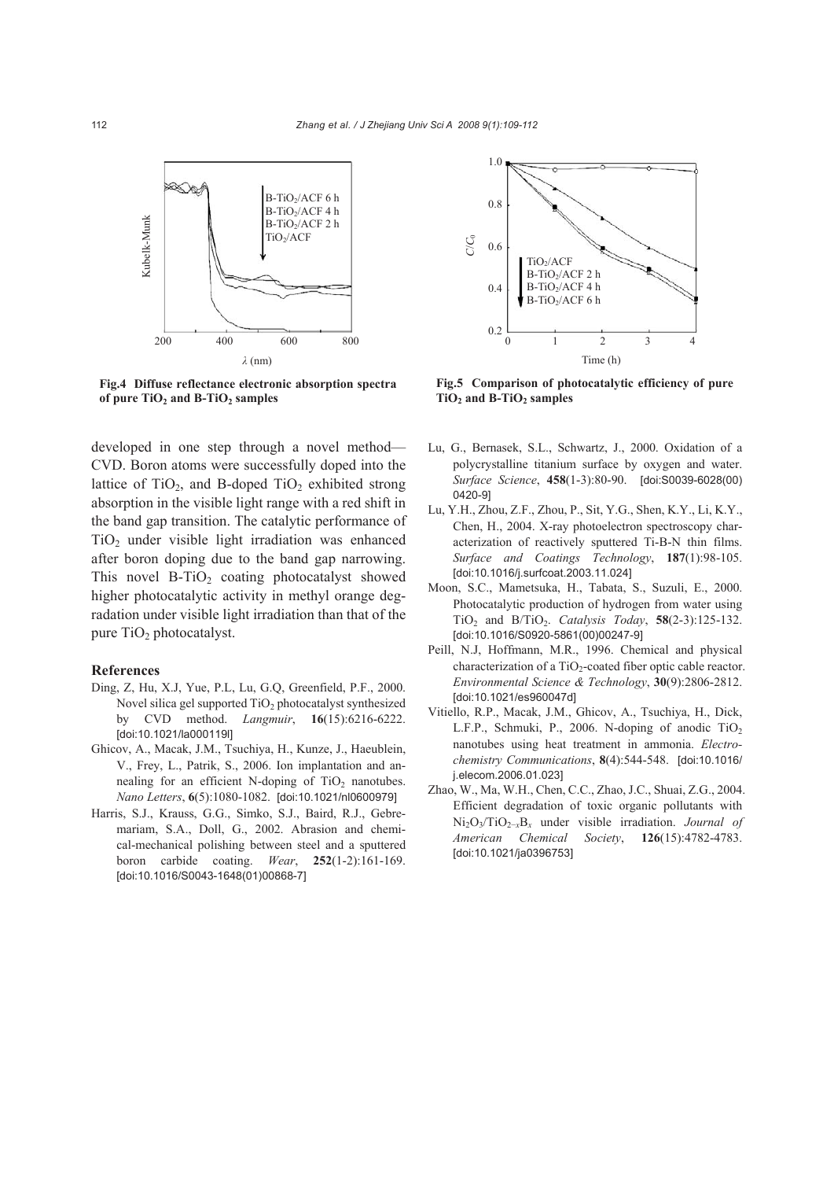B-$TiO_2$/ACF 6 h
B-$TiO_2$/ACF 4 h
B-$TiO_2$/ACF 2 h
$TiO_2$/ACF

Kubelk-Munk

200 400 600 800

$\lambda$ (nm)

**Fig.4 Diffuse reflectance electronic absorption spectra of pure $TiO_2$ and B-$TiO_2$ samples**

1.0
0.8
0.6
0.4
0.2

$C/C_0$

$TiO_2$/ACF
B-$TiO_2$/ACF 2 h
B-$TiO_2$/ACF 4 h
B-$TiO_2$/ACF 6 h

0 1 2 3 4

Time (h)

**Fig.5 Comparison of photocatalytic efficiency of pure $TiO_2$ and B-$TiO_2$ samples**

developed in one step through a novel method—CVD. Boron atoms were successfully doped into the lattice of $TiO_2$, and B-doped $TiO_2$ exhibited strong absorption in the visible light range with a red shift in the band gap transition. The catalytic performance of $TiO_2$ under visible light irradiation was enhanced after boron doping due to the band gap narrowing. This novel B-$TiO_2$ coating photocatalyst showed higher photocatalytic activity in methyl orange degradation under visible light irradiation than that of the pure $TiO_2$ photocatalyst.

## References

Ding, Z, Hu, X.J, Yue, P.L, Lu, G.Q, Greenfield, P.F., 2000. Novel silica gel supported $TiO_2$ photocatalyst synthesized by CVD method. *Langmuir*, **16**(15):6216-6222. [doi:10.1021/la000119l]

Ghicov, A., Macak, J.M., Tsuchiya, H., Kunze, J., Haeublein, V., Frey, L., Patrik, S., 2006. Ion implantation and annealing for an efficient N-doping of $TiO_2$ nanotubes. *Nano Letters*, **6**(5):1080-1082. [doi:10.1021/nl0600979]

Harris, S.J., Krauss, G.G., Simko, S.J., Baird, R.J., Gebremariam, S.A., Doll, G., 2002. Abrasion and chemical-mechanical polishing between steel and a sputtered boron carbide coating. *Wear*, **252**(1-2):161-169. [doi:10.1016/S0043-1648(01)00868-7]

Lu, G., Bernasek, S.L., Schwartz, J., 2000. Oxidation of a polycrystalline titanium surface by oxygen and water. *Surface Science*, **458**(1-3):80-90. [doi:S0039-6028(00)0420-9]

Lu, Y.H., Zhou, Z.F., Zhou, P., Sit, Y.G., Shen, K.Y., Li, K.Y., Chen, H., 2004. X-ray photoelectron spectroscopy characterization of reactively sputtered Ti-B-N thin films. *Surface and Coatings Technology*, **187**(1):98-105. [doi:10.1016/j.surfcoat.2003.11.024]

Moon, S.C., Mametsuka, H., Tabata, S., Suzuli, E., 2000. Photocatalytic production of hydrogen from water using $TiO_2$ and B/$TiO_2$. *Catalysis Today*, **58**(2-3):125-132. [doi:10.1016/S0920-5861(00)00247-9]

Peill, N.J, Hoffmann, M.R., 1996. Chemical and physical characterization of a $TiO_2$-coated fiber optic cable reactor. *Environmental Science & Technology*, **30**(9):2806-2812. [doi:10.1021/es960047d]

Vitiello, R.P., Macak, J.M., Ghicov, A., Tsuchiya, H., Dick, L.F.P., Schmuki, P., 2006. N-doping of anodic $TiO_2$ nanotubes using heat treatment in ammonia. *Electrochemistry Communications*, **8**(4):544-548. [doi:10.1016/j.elecom.2006.01.023]

Zhao, W., Ma, W.H., Chen, C.C., Zhao, J.C., Shuai, Z.G., 2004. Efficient degradation of toxic organic pollutants with $Ni_2O_3/TiO_{2-x}B_x$ under visible irradiation. *Journal of American Chemical Society*, **126**(15):4782-4783. [doi:10.1021/ja0396753]